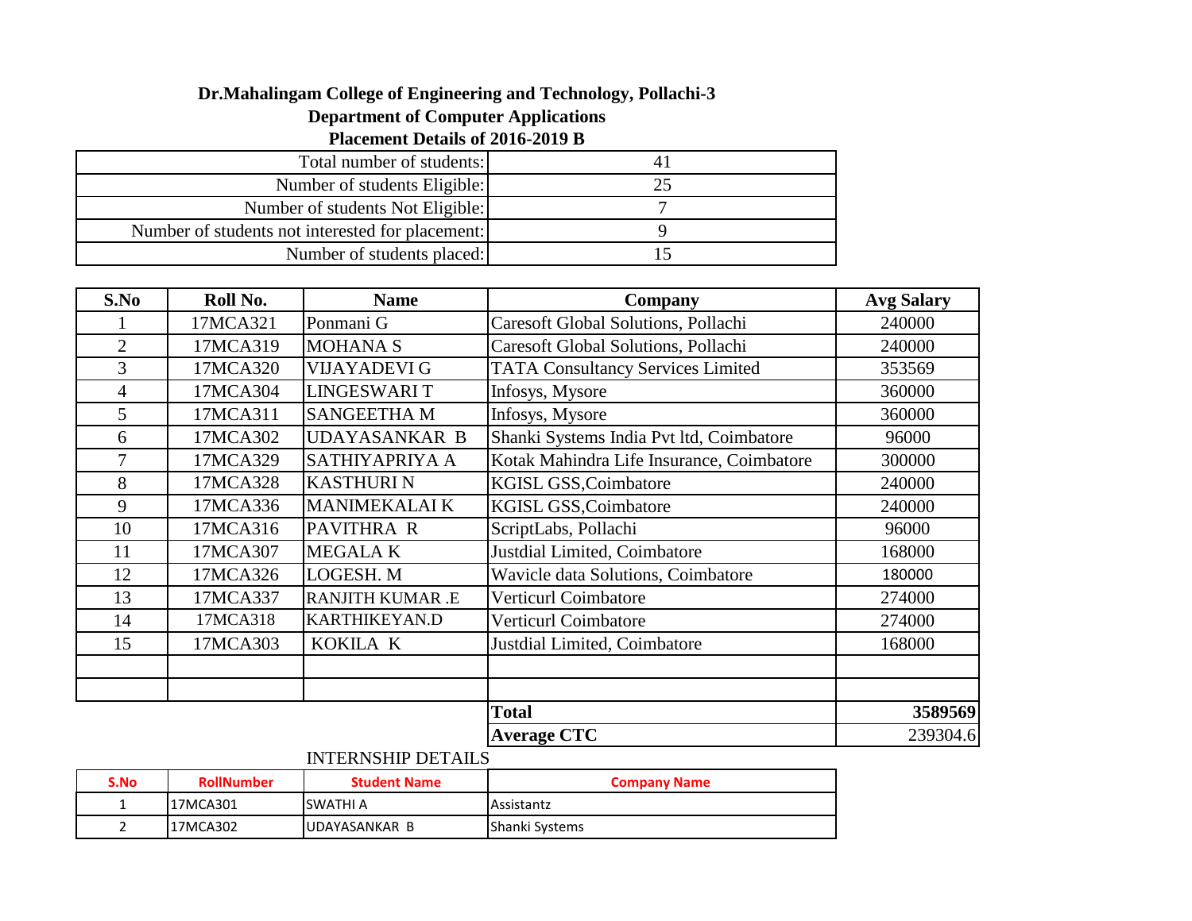# Dr.Mahalingam College of Engineering and Technology, Pollachi-3

## Department of Computer Applications

### Placement Details of 2016-2019 B

| | |
|---|---|
| Total number of students: | 41 |
| Number of students Eligible: | 25 |
| Number of students Not Eligible: | 7 |
| Number of students not interested for placement: | 9 |
| Number of students placed: | 15 |

| S.No | Roll No. | Name | Company | Avg Salary |
|---|---|---|---|---|
| 1 | 17MCA321 | Ponmani G | Caresoft Global Solutions, Pollachi | 240000 |
| 2 | 17MCA319 | MOHANA S | Caresoft Global Solutions, Pollachi | 240000 |
| 3 | 17MCA320 | VIJAYADEVI G | TATA Consultancy Services Limited | 353569 |
| 4 | 17MCA304 | LINGESWARI T | Infosys, Mysore | 360000 |
| 5 | 17MCA311 | SANGEETHA M | Infosys, Mysore | 360000 |
| 6 | 17MCA302 | UDAYASANKAR B | Shanki Systems India Pvt ltd, Coimbatore | 96000 |
| 7 | 17MCA329 | SATHIYAPRIYA A | Kotak Mahindra Life Insurance, Coimbatore | 300000 |
| 8 | 17MCA328 | KASTHURI N | KGISL GSS,Coimbatore | 240000 |
| 9 | 17MCA336 | MANIMEKALAI K | KGISL GSS,Coimbatore | 240000 |
| 10 | 17MCA316 | PAVITHRA R | ScriptLabs, Pollachi | 96000 |
| 11 | 17MCA307 | MEGALA K | Justdial Limited, Coimbatore | 168000 |
| 12 | 17MCA326 | LOGESH. M | Wavicle data Solutions, Coimbatore | 180000 |
| 13 | 17MCA337 | RANJITH KUMAR .E | Verticurl Coimbatore | 274000 |
| 14 | 17MCA318 | KARTHIKEYAN.D | Verticurl Coimbatore | 274000 |
| 15 | 17MCA303 | KOKILA K | Justdial Limited, Coimbatore | 168000 |
| | | | | |
| | | | | |
| | | | **Total** | **3589569** |
| | | | **Average CTC** | 239304.6 |

INTERNSHIP DETAILS

| S.No | RollNumber | Student Name | Company Name |
|---|---|---|---|
| 1 | 17MCA301 | SWATHI A | Assistantz |
| 2 | 17MCA302 | UDAYASANKAR B | Shanki Systems |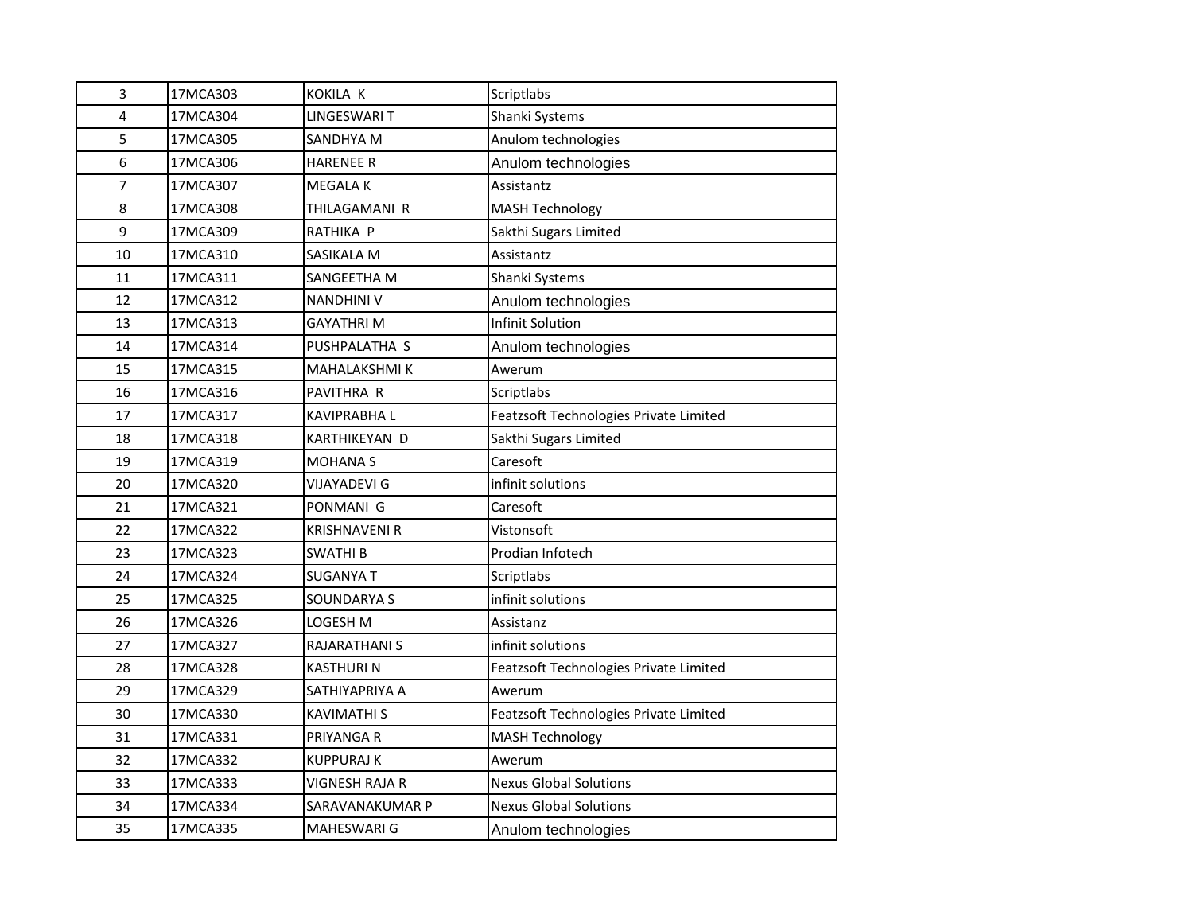| 3 | 17MCA303 | KOKILA K | Scriptlabs |
|---|---|---|---|
| 4 | 17MCA304 | LINGESWARI T | Shanki Systems |
| 5 | 17MCA305 | SANDHYA M | Anulom technologies |
| 6 | 17MCA306 | HARENEE R | Anulom technologies |
| 7 | 17MCA307 | MEGALA K | Assistantz |
| 8 | 17MCA308 | THILAGAMANI R | MASH Technology |
| 9 | 17MCA309 | RATHIKA P | Sakthi Sugars Limited |
| 10 | 17MCA310 | SASIKALA M | Assistantz |
| 11 | 17MCA311 | SANGEETHA M | Shanki Systems |
| 12 | 17MCA312 | NANDHINI V | Anulom technologies |
| 13 | 17MCA313 | GAYATHRI M | Infinit Solution |
| 14 | 17MCA314 | PUSHPALATHA S | Anulom technologies |
| 15 | 17MCA315 | MAHALAKSHMI K | Awerum |
| 16 | 17MCA316 | PAVITHRA R | Scriptlabs |
| 17 | 17MCA317 | KAVIPRABHA L | Featzsoft Technologies Private Limited |
| 18 | 17MCA318 | KARTHIKEYAN D | Sakthi Sugars Limited |
| 19 | 17MCA319 | MOHANA S | Caresoft |
| 20 | 17MCA320 | VIJAYADEVI G | infinit solutions |
| 21 | 17MCA321 | PONMANI G | Caresoft |
| 22 | 17MCA322 | KRISHNAVENI R | Vistonsoft |
| 23 | 17MCA323 | SWATHI B | Prodian Infotech |
| 24 | 17MCA324 | SUGANYA T | Scriptlabs |
| 25 | 17MCA325 | SOUNDARYA S | infinit solutions |
| 26 | 17MCA326 | LOGESH M | Assistanz |
| 27 | 17MCA327 | RAJARATHANI S | infinit solutions |
| 28 | 17MCA328 | KASTHURI N | Featzsoft Technologies Private Limited |
| 29 | 17MCA329 | SATHIYAPRIYA A | Awerum |
| 30 | 17MCA330 | KAVIMATHI S | Featzsoft Technologies Private Limited |
| 31 | 17MCA331 | PRIYANGA R | MASH Technology |
| 32 | 17MCA332 | KUPPURAJ K | Awerum |
| 33 | 17MCA333 | VIGNESH RAJA R | Nexus Global Solutions |
| 34 | 17MCA334 | SARAVANAKUMAR P | Nexus Global Solutions |
| 35 | 17MCA335 | MAHESWARI G | Anulom technologies |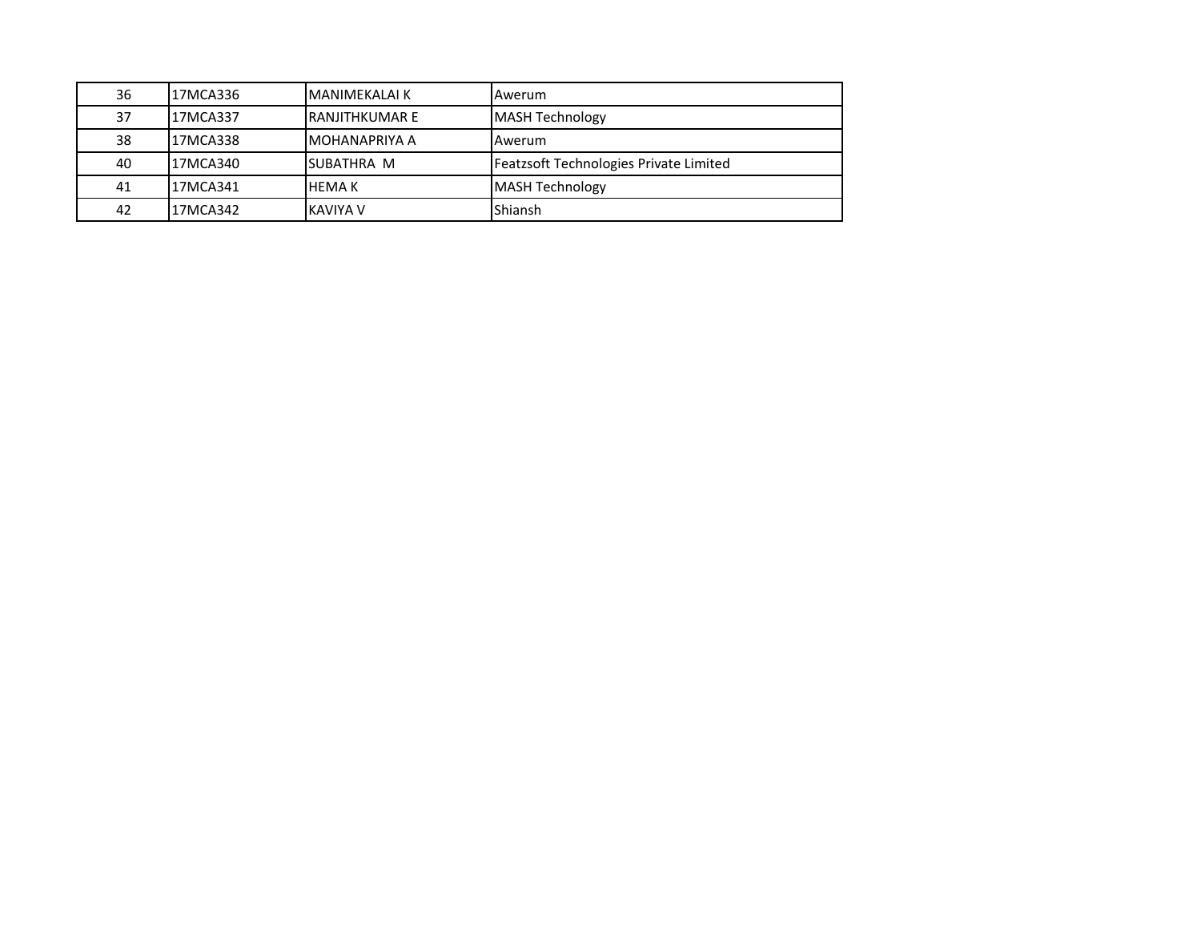| | | | |
|---|---|---|---|
| 36 | 17MCA336 | MANIMEKALAI K | Awerum |
| 37 | 17MCA337 | RANJITHKUMAR E | MASH Technology |
| 38 | 17MCA338 | MOHANAPRIYA A | Awerum |
| 40 | 17MCA340 | SUBATHRA M | Featzsoft Technologies Private Limited |
| 41 | 17MCA341 | HEMA K | MASH Technology |
| 42 | 17MCA342 | KAVIYA V | Shiansh |